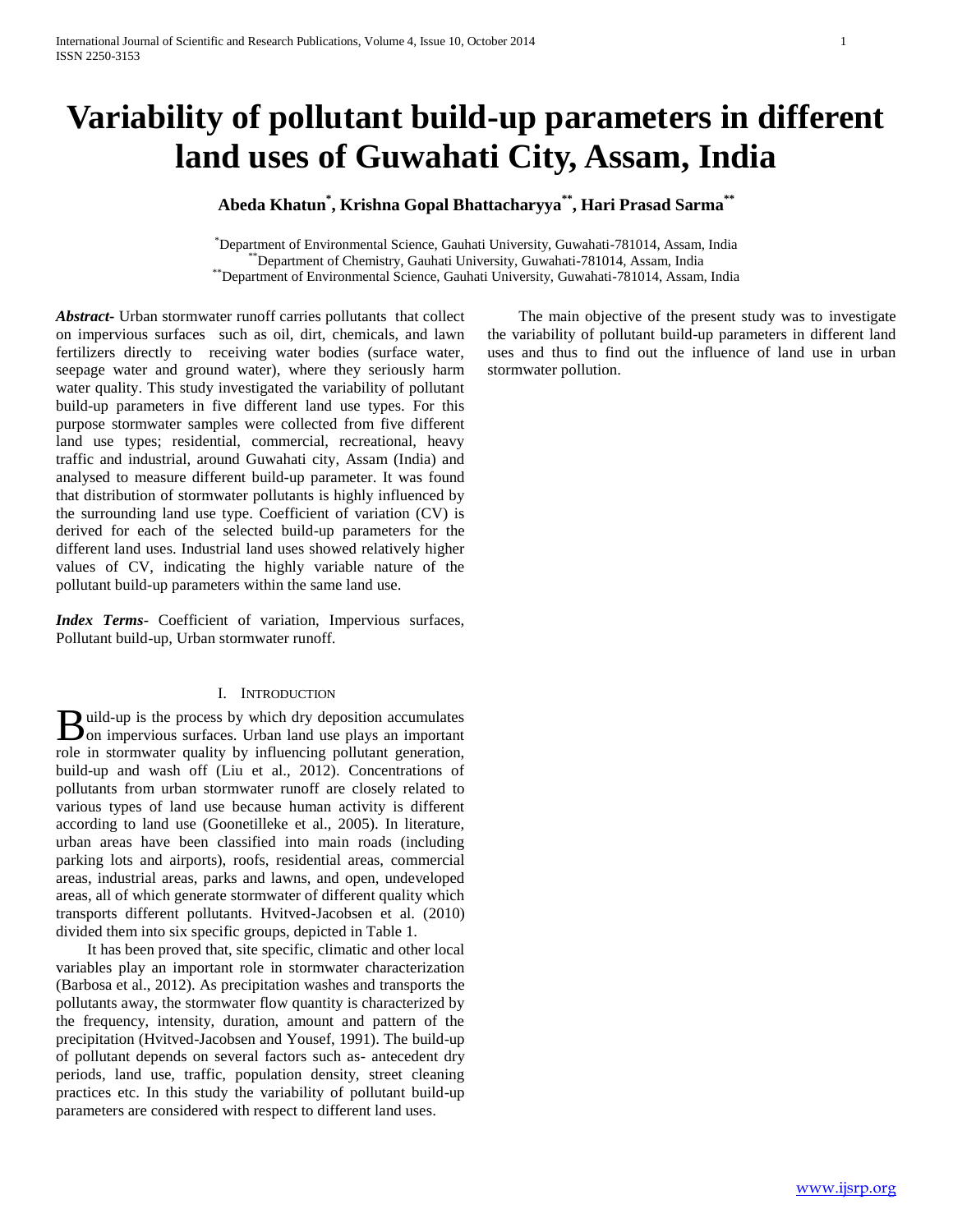# Variability of pollutant build-up parameters in different land uses of Guwahati City, Assam, India

**Abeda Khatun[*], Krishna Gopal Bhattacharyya[**], Hari Prasad Sarma[**]**

[*]Department of Environmental Science, Gauhati University, Guwahati-781014, Assam, India
[**]Department of Chemistry, Gauhati University, Guwahati-781014, Assam, India
[**]Department of Environmental Science, Gauhati University, Guwahati-781014, Assam, India

***Abstract***- Urban stormwater runoff carries pollutants that collect on impervious surfaces such as oil, dirt, chemicals, and lawn fertilizers directly to receiving water bodies (surface water, seepage water and ground water), where they seriously harm water quality. This study investigated the variability of pollutant build-up parameters in five different land use types. For this purpose stormwater samples were collected from five different land use types; residential, commercial, recreational, heavy traffic and industrial, around Guwahati city, Assam (India) and analysed to measure different build-up parameter. It was found that distribution of stormwater pollutants is highly influenced by the surrounding land use type. Coefficient of variation (CV) is derived for each of the selected build-up parameters for the different land uses. Industrial land uses showed relatively higher values of CV, indicating the highly variable nature of the pollutant build-up parameters within the same land use.

***Index Terms***- Coefficient of variation, Impervious surfaces, Pollutant build-up, Urban stormwater runoff.

## I. Introduction

Build-up is the process by which dry deposition accumulates on impervious surfaces. Urban land use plays an important role in stormwater quality by influencing pollutant generation, build-up and wash off (Liu et al., 2012). Concentrations of pollutants from urban stormwater runoff are closely related to various types of land use because human activity is different according to land use (Goonetilleke et al., 2005). In literature, urban areas have been classified into main roads (including parking lots and airports), roofs, residential areas, commercial areas, industrial areas, parks and lawns, and open, undeveloped areas, all of which generate stormwater of different quality which transports different pollutants. Hvitved-Jacobsen et al. (2010) divided them into six specific groups, depicted in Table 1.

It has been proved that, site specific, climatic and other local variables play an important role in stormwater characterization (Barbosa et al., 2012). As precipitation washes and transports the pollutants away, the stormwater flow quantity is characterized by the frequency, intensity, duration, amount and pattern of the precipitation (Hvitved-Jacobsen and Yousef, 1991). The build-up of pollutant depends on several factors such as- antecedent dry periods, land use, traffic, population density, street cleaning practices etc. In this study the variability of pollutant build-up parameters are considered with respect to different land uses.

The main objective of the present study was to investigate the variability of pollutant build-up parameters in different land uses and thus to find out the influence of land use in urban stormwater pollution.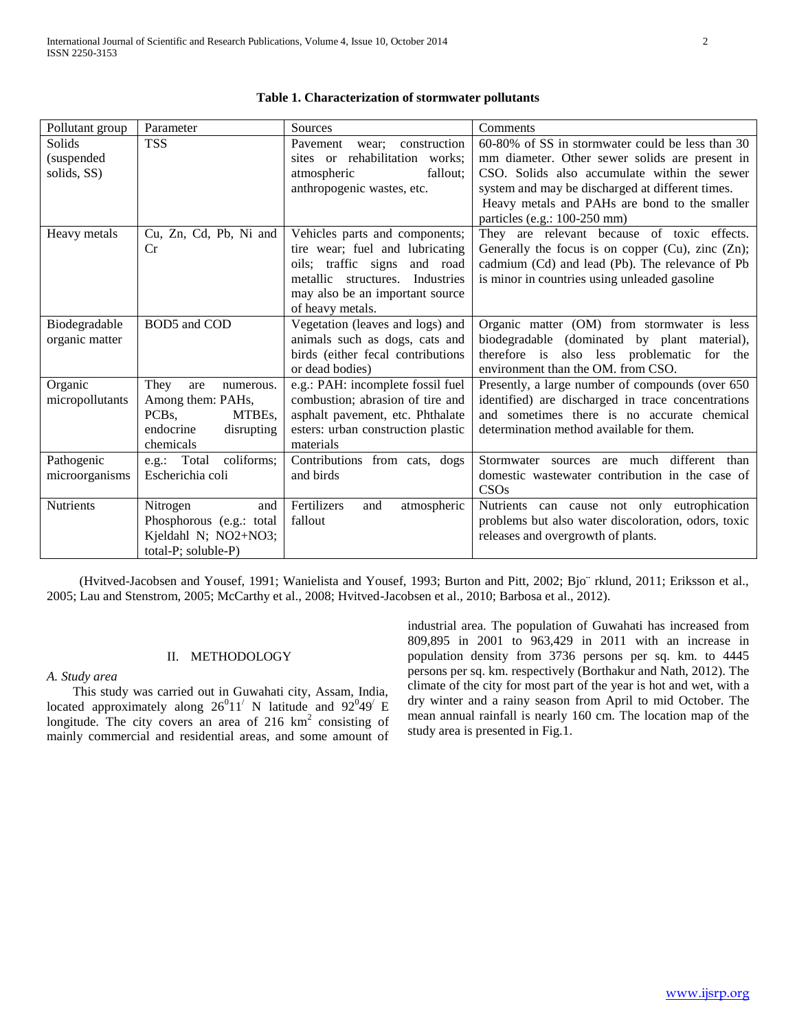**Table 1. Characterization of stormwater pollutants**

| Pollutant group | Parameter | Sources | Comments |
|---|---|---|---|
| Solids (suspended solids, SS) | TSS | Pavement wear; construction sites or rehabilitation works; atmospheric fallout; anthropogenic wastes, etc. | 60-80% of SS in stormwater could be less than 30 mm diameter. Other sewer solids are present in CSO. Solids also accumulate within the sewer system and may be discharged at different times. Heavy metals and PAHs are bond to the smaller particles (e.g.: 100-250 mm) |
| Heavy metals | Cu, Zn, Cd, Pb, Ni and Cr | Vehicles parts and components; tire wear; fuel and lubricating oils; traffic signs and road metallic structures. Industries may also be an important source of heavy metals. | They are relevant because of toxic effects. Generally the focus is on copper (Cu), zinc (Zn); cadmium (Cd) and lead (Pb). The relevance of Pb is minor in countries using unleaded gasoline |
| Biodegradable organic matter | BOD5 and COD | Vegetation (leaves and logs) and animals such as dogs, cats and birds (either fecal contributions or dead bodies) | Organic matter (OM) from stormwater is less biodegradable (dominated by plant material), therefore is also less problematic for the environment than the OM. from CSO. |
| Organic micropollutants | They are numerous. Among them: PAHs, PCBs, MTBEs, endocrine disrupting chemicals | e.g.: PAH: incomplete fossil fuel combustion; abrasion of tire and asphalt pavement, etc. Phthalate esters: urban construction plastic materials | Presently, a large number of compounds (over 650 identified) are discharged in trace concentrations and sometimes there is no accurate chemical determination method available for them. |
| Pathogenic microorganisms | e.g.: Total coliforms; Escherichia coli | Contributions from cats, dogs and birds | Stormwater sources are much different than domestic wastewater contribution in the case of CSOs |
| Nutrients | Nitrogen and Phosphorous (e.g.: total Kjeldahl N; NO2+NO3; total-P; soluble-P) | Fertilizers and atmospheric fallout | Nutrients can cause not only eutrophication problems but also water discoloration, odors, toxic releases and overgrowth of plants. |

(Hvitved-Jacobsen and Yousef, 1991; Wanielista and Yousef, 1993; Burton and Pitt, 2002; Bjo¨ rklund, 2011; Eriksson et al., 2005; Lau and Stenstrom, 2005; McCarthy et al., 2008; Hvitved-Jacobsen et al., 2010; Barbosa et al., 2012).

## II. METHODOLOGY

### *A. Study area*

This study was carried out in Guwahati city, Assam, India, located approximately along $26^{0}11^{/}$ N latitude and $92^{0}49^{/}$ E longitude. The city covers an area of 216 $km^2$ consisting of mainly commercial and residential areas, and some amount of industrial area. The population of Guwahati has increased from 809,895 in 2001 to 963,429 in 2011 with an increase in population density from 3736 persons per sq. km. to 4445 persons per sq. km. respectively (Borthakur and Nath, 2012). The climate of the city for most part of the year is hot and wet, with a dry winter and a rainy season from April to mid October. The mean annual rainfall is nearly 160 cm. The location map of the study area is presented in Fig.1.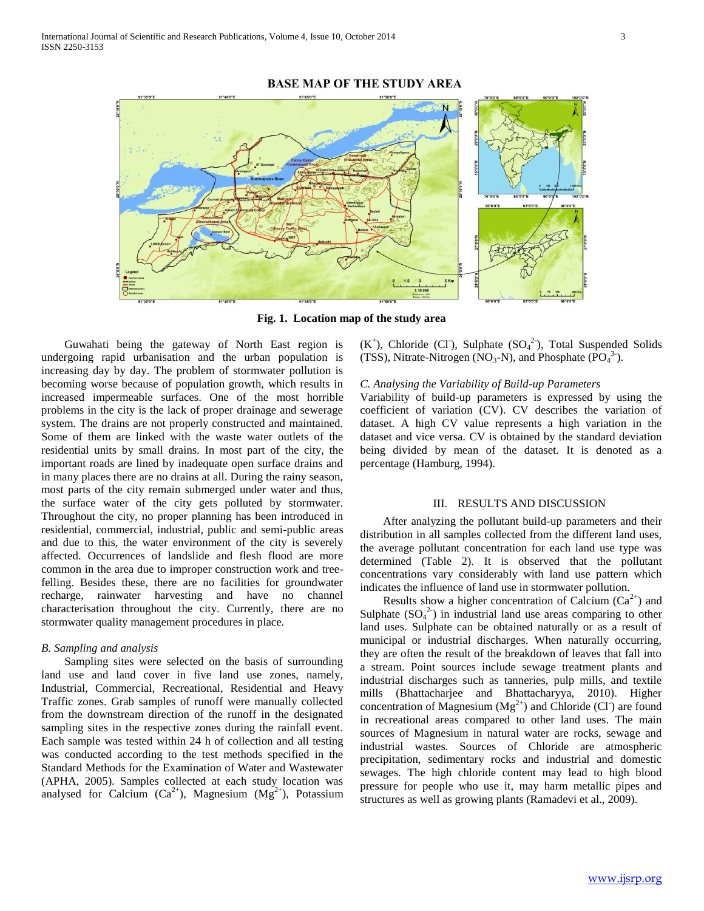**Fig. 1. Location map of the study area**

Guwahati being the gateway of North East region is undergoing rapid urbanisation and the urban population is increasing day by day. The problem of stormwater pollution is becoming worse because of population growth, which results in increased impermeable surfaces. One of the most horrible problems in the city is the lack of proper drainage and sewerage system. The drains are not properly constructed and maintained. Some of them are linked with the waste water outlets of the residential units by small drains. In most part of the city, the important roads are lined by inadequate open surface drains and in many places there are no drains at all. During the rainy season, most parts of the city remain submerged under water and thus, the surface water of the city gets polluted by stormwater. Throughout the city, no proper planning has been introduced in residential, commercial, industrial, public and semi-public areas and due to this, the water environment of the city is severely affected. Occurrences of landslide and flesh flood are more common in the area due to improper construction work and tree-felling. Besides these, there are no facilities for groundwater recharge, rainwater harvesting and have no channel characterisation throughout the city. Currently, there are no stormwater quality management procedures in place.

*B. Sampling and analysis*

Sampling sites were selected on the basis of surrounding land use and land cover in five land use zones, namely, Industrial, Commercial, Recreational, Residential and Heavy Traffic zones. Grab samples of runoff were manually collected from the downstream direction of the runoff in the designated sampling sites in the respective zones during the rainfall event. Each sample was tested within 24 h of collection and all testing was conducted according to the test methods specified in the Standard Methods for the Examination of Water and Wastewater (APHA, 2005). Samples collected at each study location was analysed for Calcium ($Ca^{2+}$), Magnesium ($Mg^{2+}$), Potassium ($K^{+}$), Chloride ($Cl^{-}$), Sulphate ($SO_4^{2-}$), Total Suspended Solids (TSS), Nitrate-Nitrogen ($NO_3$-N), and Phosphate ($PO_4^{3-}$).

*C. Analysing the Variability of Build-up Parameters*

Variability of build-up parameters is expressed by using the coefficient of variation (CV). CV describes the variation of dataset. A high CV value represents a high variation in the dataset and vice versa. CV is obtained by the standard deviation being divided by mean of the dataset. It is denoted as a percentage (Hamburg, 1994).

## III. RESULTS AND DISCUSSION

After analyzing the pollutant build-up parameters and their distribution in all samples collected from the different land uses, the average pollutant concentration for each land use type was determined (Table 2). It is observed that the pollutant concentrations vary considerably with land use pattern which indicates the influence of land use in stormwater pollution.

Results show a higher concentration of Calcium ($Ca^{2+}$) and Sulphate ($SO_4^{2-}$) in industrial land use areas comparing to other land uses. Sulphate can be obtained naturally or as a result of municipal or industrial discharges. When naturally occurring, they are often the result of the breakdown of leaves that fall into a stream. Point sources include sewage treatment plants and industrial discharges such as tanneries, pulp mills, and textile mills (Bhattacharjee and Bhattacharyya, 2010). Higher concentration of Magnesium ($Mg^{2+}$) and Chloride ($Cl^{-}$) are found in recreational areas compared to other land uses. The main sources of Magnesium in natural water are rocks, sewage and industrial wastes. Sources of Chloride are atmospheric precipitation, sedimentary rocks and industrial and domestic sewages. The high chloride content may lead to high blood pressure for people who use it, may harm metallic pipes and structures as well as growing plants (Ramadevi et al., 2009).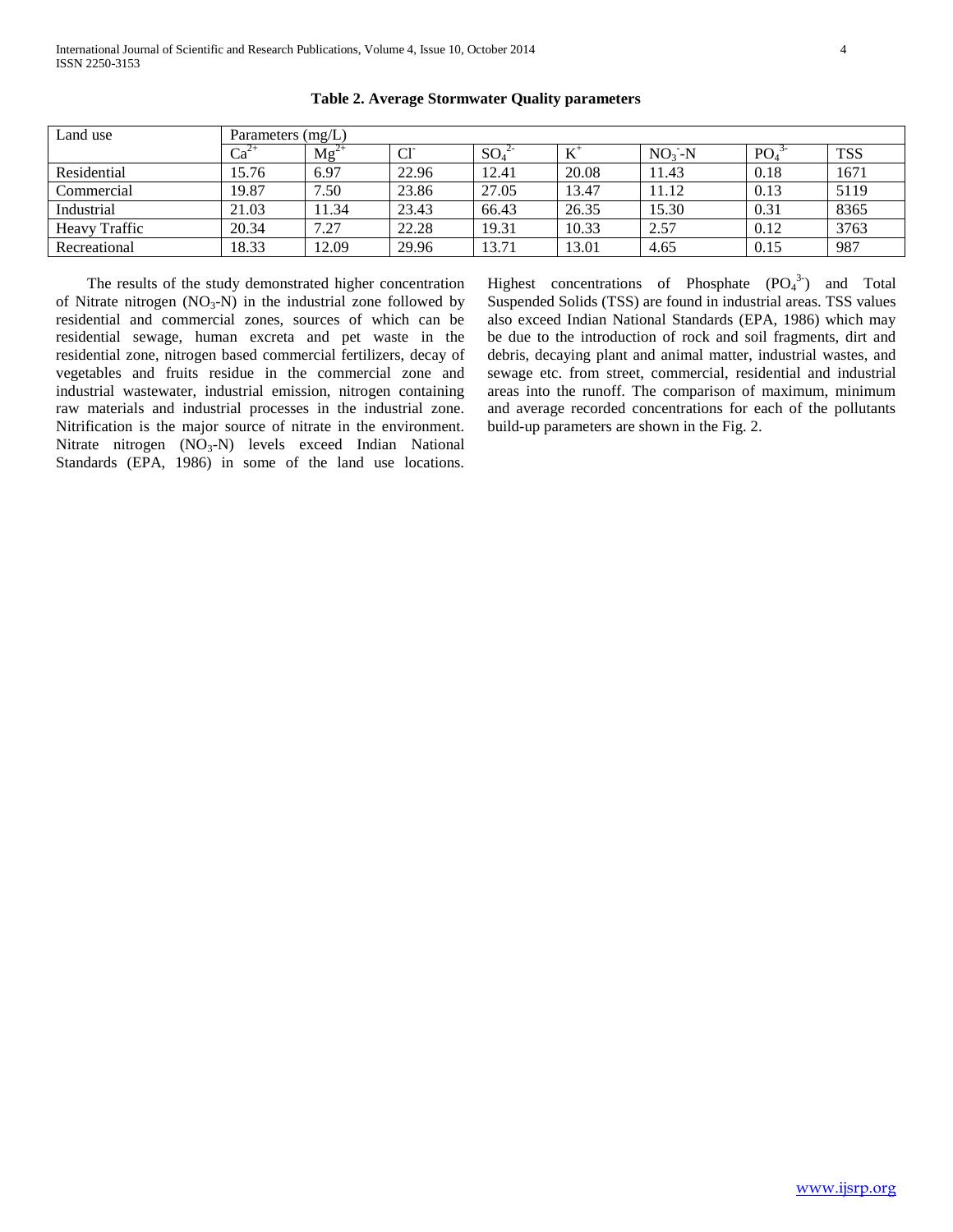**Table 2. Average Stormwater Quality parameters**

| Land use | Parameters (mg/L) | | | | | | | |
|---|---|---|---|---|---|---|---|---|
| | $Ca^{2+}$ | $Mg^{2+}$ | $Cl^-$ | $SO_4^{2-}$ | $K^+$ | $NO_3^-$-N | $PO_4^{3-}$ | TSS |
| Residential | 15.76 | 6.97 | 22.96 | 12.41 | 20.08 | 11.43 | 0.18 | 1671 |
| Commercial | 19.87 | 7.50 | 23.86 | 27.05 | 13.47 | 11.12 | 0.13 | 5119 |
| Industrial | 21.03 | 11.34 | 23.43 | 66.43 | 26.35 | 15.30 | 0.31 | 8365 |
| Heavy Traffic | 20.34 | 7.27 | 22.28 | 19.31 | 10.33 | 2.57 | 0.12 | 3763 |
| Recreational | 18.33 | 12.09 | 29.96 | 13.71 | 13.01 | 4.65 | 0.15 | 987 |

The results of the study demonstrated higher concentration of Nitrate nitrogen ($NO_3$-N) in the industrial zone followed by residential and commercial zones, sources of which can be residential sewage, human excreta and pet waste in the residential zone, nitrogen based commercial fertilizers, decay of vegetables and fruits residue in the commercial zone and industrial wastewater, industrial emission, nitrogen containing raw materials and industrial processes in the industrial zone. Nitrification is the major source of nitrate in the environment. Nitrate nitrogen ($NO_3$-N) levels exceed Indian National Standards (EPA, 1986) in some of the land use locations. Highest concentrations of Phosphate ($PO_4^{3-}$) and Total Suspended Solids (TSS) are found in industrial areas. TSS values also exceed Indian National Standards (EPA, 1986) which may be due to the introduction of rock and soil fragments, dirt and debris, decaying plant and animal matter, industrial wastes, and sewage etc. from street, commercial, residential and industrial areas into the runoff. The comparison of maximum, minimum and average recorded concentrations for each of the pollutants build-up parameters are shown in the Fig. 2.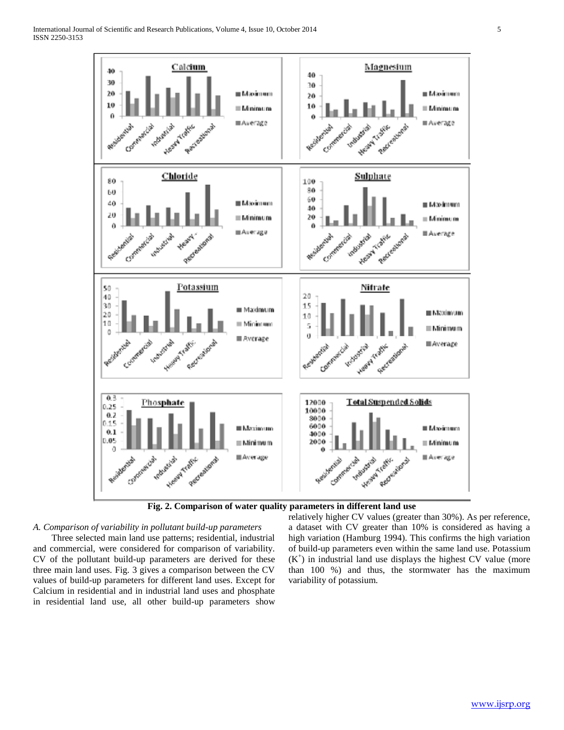**Fig. 2. Comparison of water quality parameters in different land use**

*A. Comparison of variability in pollutant build-up parameters*

Three selected main land use patterns; residential, industrial and commercial, were considered for comparison of variability. CV of the pollutant build-up parameters are derived for these three main land uses. Fig. 3 gives a comparison between the CV values of build-up parameters for different land uses. Except for Calcium in residential and in industrial land uses and phosphate in residential land use, all other build-up parameters show relatively higher CV values (greater than 30%). As per reference, a dataset with CV greater than 10% is considered as having a high variation (Hamburg 1994). This confirms the high variation of build-up parameters even within the same land use. Potassium ($K^+$) in industrial land use displays the highest CV value (more than 100 %) and thus, the stormwater has the maximum variability of potassium.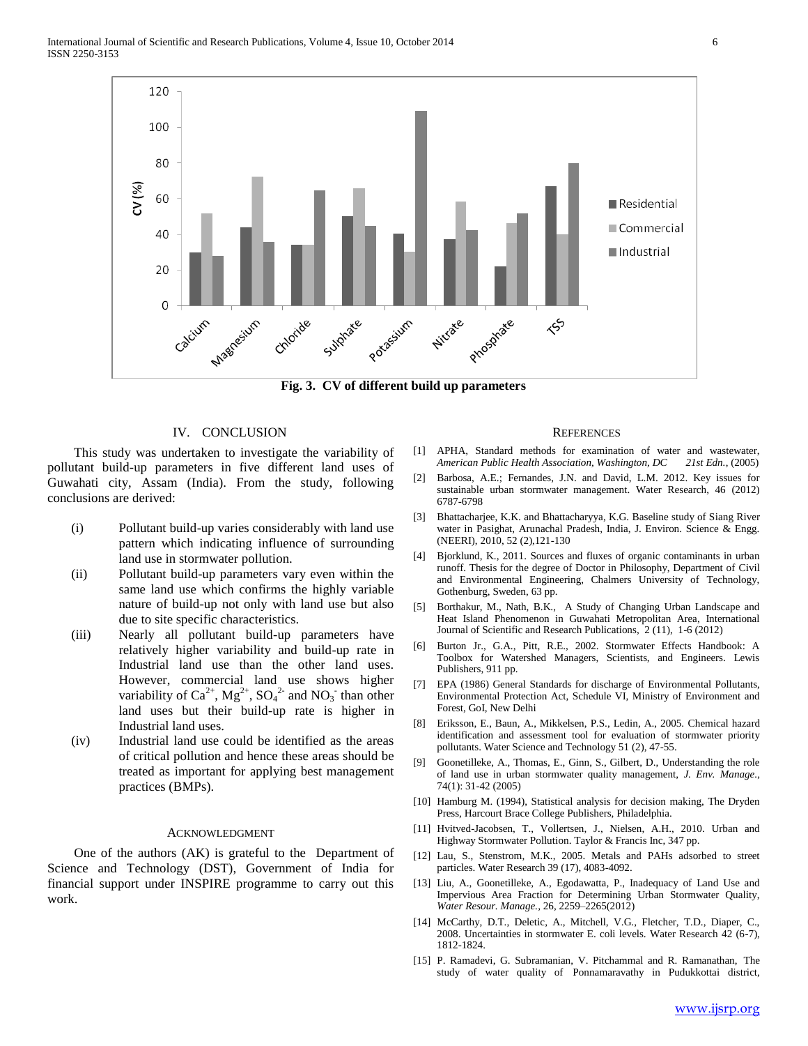Fig. 3. CV of different build up parameters

## IV. CONCLUSION

This study was undertaken to investigate the variability of pollutant build-up parameters in five different land uses of Guwahati city, Assam (India). From the study, following conclusions are derived:

(i) Pollutant build-up varies considerably with land use pattern which indicating influence of surrounding land use in stormwater pollution.

(ii) Pollutant build-up parameters vary even within the same land use which confirms the highly variable nature of build-up not only with land use but also due to site specific characteristics.

(iii) Nearly all pollutant build-up parameters have relatively higher variability and build-up rate in Industrial land use than the other land uses. However, commercial land use shows higher variability of $Ca^{2+}$, $Mg^{2+}$, $SO_4^{2-}$ and $NO_3^-$ than other land uses but their build-up rate is higher in Industrial land uses.

(iv) Industrial land use could be identified as the areas of critical pollution and hence these areas should be treated as important for applying best management practices (BMPs).

## ACKNOWLEDGMENT

One of the authors (AK) is grateful to the Department of Science and Technology (DST), Government of India for financial support under INSPIRE programme to carry out this work.

## REFERENCES

[1] APHA, Standard methods for examination of water and wastewater, *American Public Health Association, Washington, DC 21st Edn.*, (2005)

[2] Barbosa, A.E.; Fernandes, J.N. and David, L.M. 2012. Key issues for sustainable urban stormwater management. Water Research, 46 (2012) 6787-6798

[3] Bhattacharjee, K.K. and Bhattacharyya, K.G. Baseline study of Siang River water in Pasighat, Arunachal Pradesh, India, J. Environ. Science & Engg. (NEERI), 2010, 52 (2),121-130

[4] Bjorklund, K., 2011. Sources and fluxes of organic contaminants in urban runoff. Thesis for the degree of Doctor in Philosophy, Department of Civil and Environmental Engineering, Chalmers University of Technology, Gothenburg, Sweden, 63 pp.

[5] Borthakur, M., Nath, B.K., A Study of Changing Urban Landscape and Heat Island Phenomenon in Guwahati Metropolitan Area, International Journal of Scientific and Research Publications, 2 (11), 1-6 (2012)

[6] Burton Jr., G.A., Pitt, R.E., 2002. Stormwater Effects Handbook: A Toolbox for Watershed Managers, Scientists, and Engineers. Lewis Publishers, 911 pp.

[7] EPA (1986) General Standards for discharge of Environmental Pollutants, Environmental Protection Act, Schedule VI, Ministry of Environment and Forest, GoI, New Delhi

[8] Eriksson, E., Baun, A., Mikkelsen, P.S., Ledin, A., 2005. Chemical hazard identification and assessment tool for evaluation of stormwater priority pollutants. Water Science and Technology 51 (2), 47-55.

[9] Goonetilleke, A., Thomas, E., Ginn, S., Gilbert, D., Understanding the role of land use in urban stormwater quality management, *J. Env. Manage.*, 74(1): 31-42 (2005)

[10] Hamburg M. (1994), Statistical analysis for decision making, The Dryden Press, Harcourt Brace College Publishers, Philadelphia.

[11] Hvitved-Jacobsen, T., Vollertsen, J., Nielsen, A.H., 2010. Urban and Highway Stormwater Pollution. Taylor & Francis Inc, 347 pp.

[12] Lau, S., Stenstrom, M.K., 2005. Metals and PAHs adsorbed to street particles. Water Research 39 (17), 4083-4092.

[13] Liu, A., Goonetilleke, A., Egodawatta, P., Inadequacy of Land Use and Impervious Area Fraction for Determining Urban Stormwater Quality, *Water Resour. Manage.*, 26, 2259–2265(2012)

[14] McCarthy, D.T., Deletic, A., Mitchell, V.G., Fletcher, T.D., Diaper, C., 2008. Uncertainties in stormwater E. coli levels. Water Research 42 (6-7), 1812-1824.

[15] P. Ramadevi, G. Subramanian, V. Pitchammal and R. Ramanathan, The study of water quality of Ponnamaravathy in Pudukkottai district,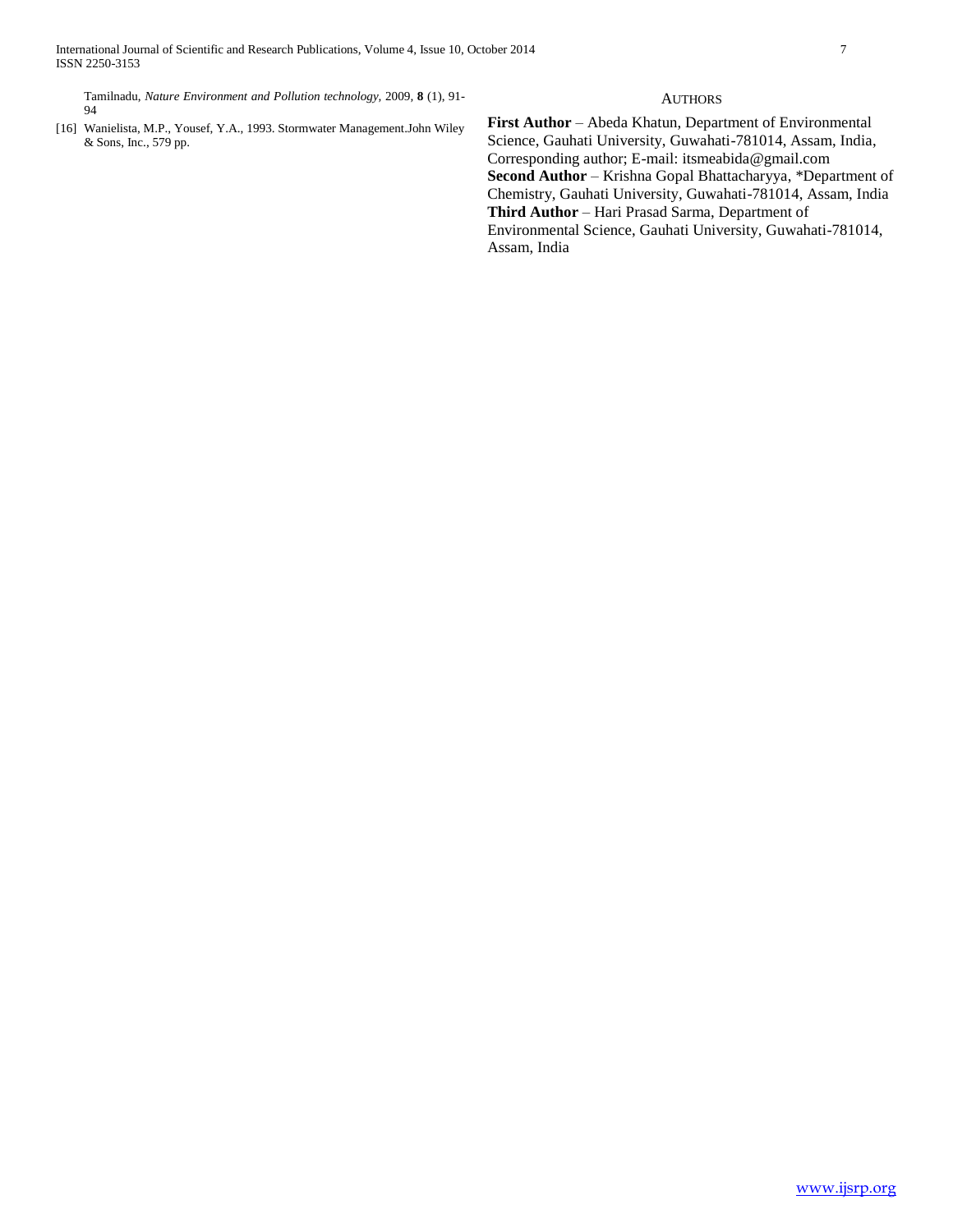Tamilnadu, *Nature Environment and Pollution technology,* 2009, **8** (1), 91-94

[16] Wanielista, M.P., Yousef, Y.A., 1993. Stormwater Management.John Wiley & Sons, Inc., 579 pp.

## AUTHORS

**First Author** – Abeda Khatun, Department of Environmental Science, Gauhati University, Guwahati-781014, Assam, India, Corresponding author; E-mail: itsmeabida@gmail.com

**Second Author** – Krishna Gopal Bhattacharyya, *Department of Chemistry, Gauhati University, Guwahati-781014, Assam, India

**Third Author** – Hari Prasad Sarma, Department of Environmental Science, Gauhati University, Guwahati-781014, Assam, India